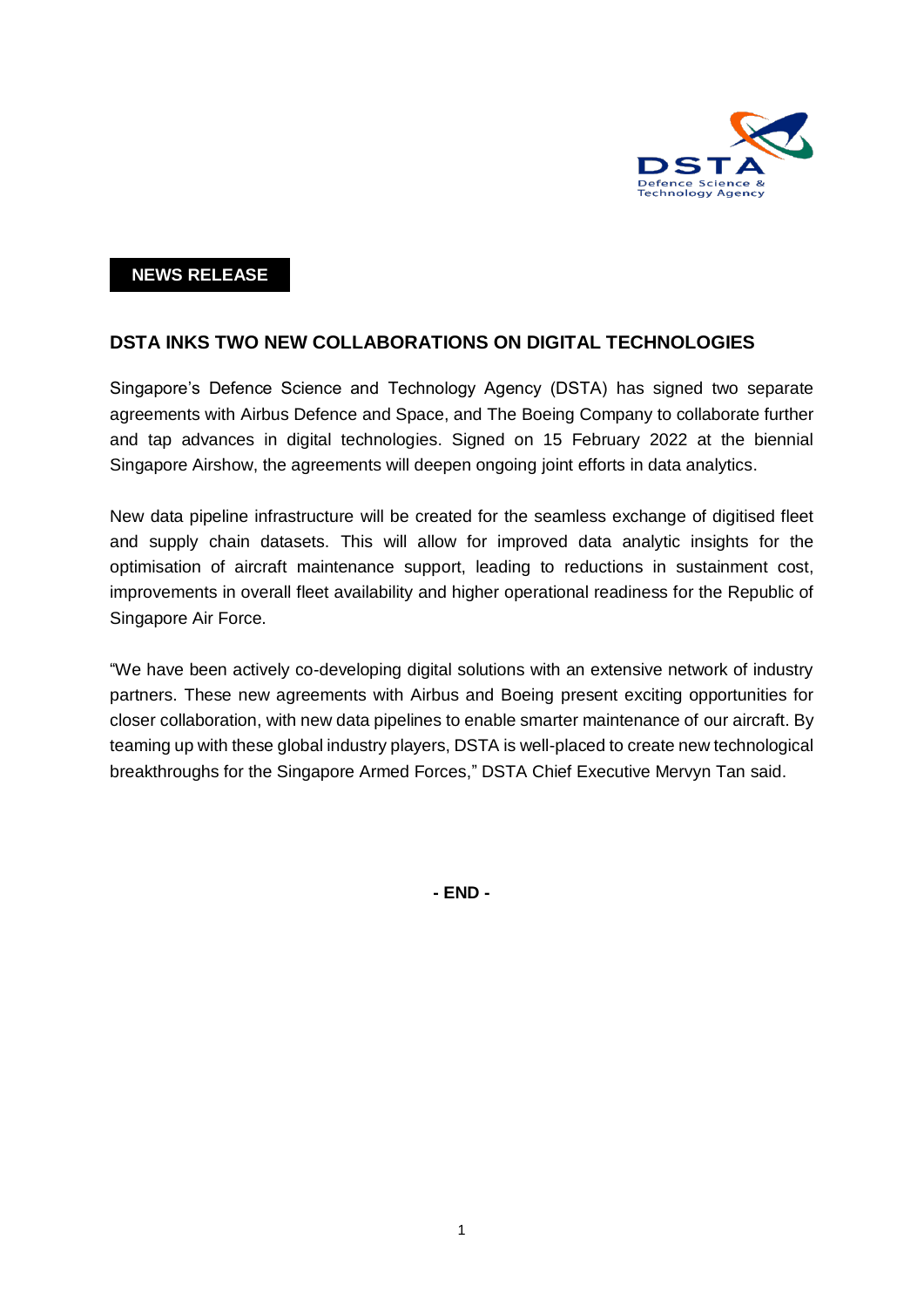**NEWS RELEASE**

## DSTA INKS TWO NEW COLLABORATIONS ON DIGITAL TECHNOLOGIES

Singapore's Defence Science and Technology Agency (DSTA) has signed two separate agreements with Airbus Defence and Space, and The Boeing Company to collaborate further and tap advances in digital technologies. Signed on 15 February 2022 at the biennial Singapore Airshow, the agreements will deepen ongoing joint efforts in data analytics.

New data pipeline infrastructure will be created for the seamless exchange of digitised fleet and supply chain datasets. This will allow for improved data analytic insights for the optimisation of aircraft maintenance support, leading to reductions in sustainment cost, improvements in overall fleet availability and higher operational readiness for the Republic of Singapore Air Force.

"We have been actively co-developing digital solutions with an extensive network of industry partners. These new agreements with Airbus and Boeing present exciting opportunities for closer collaboration, with new data pipelines to enable smarter maintenance of our aircraft. By teaming up with these global industry players, DSTA is well-placed to create new technological breakthroughs for the Singapore Armed Forces," DSTA Chief Executive Mervyn Tan said.

**- END -**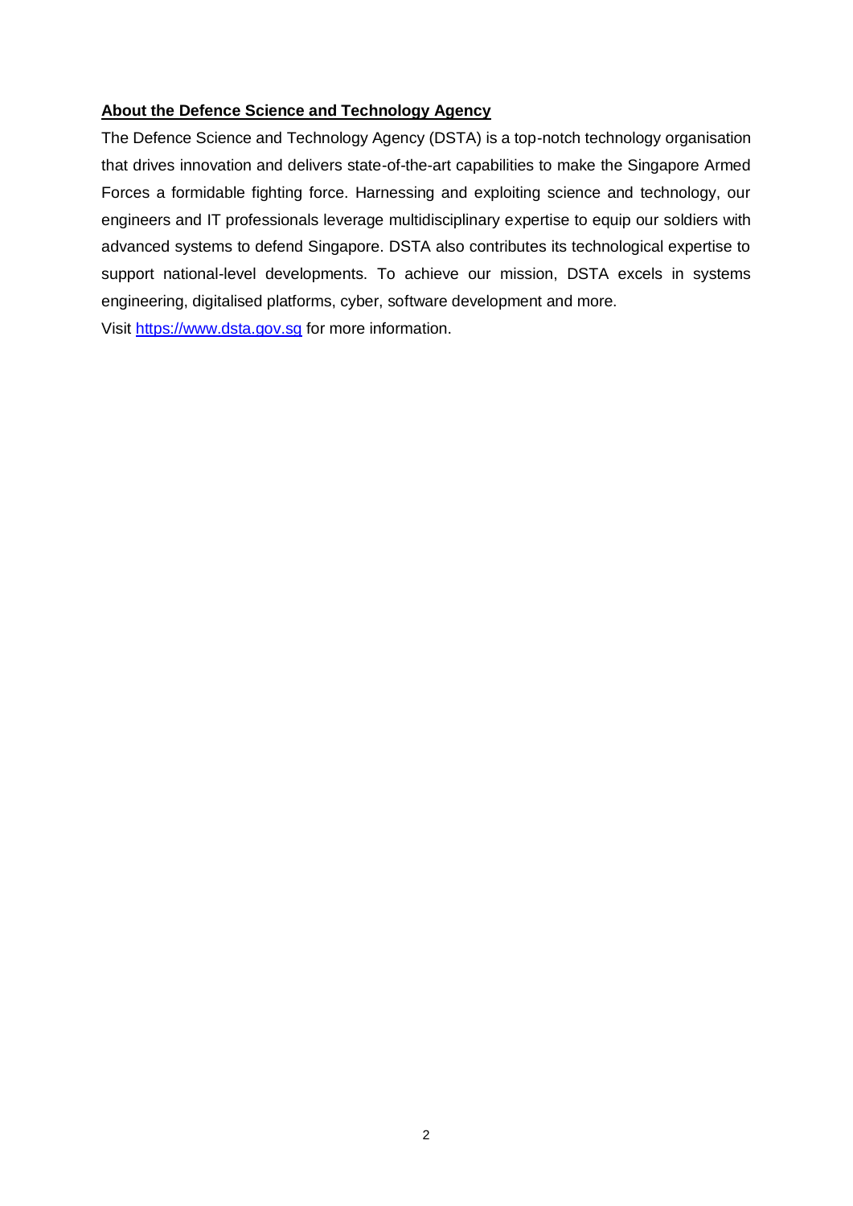**About the Defence Science and Technology Agency**

The Defence Science and Technology Agency (DSTA) is a top-notch technology organisation that drives innovation and delivers state-of-the-art capabilities to make the Singapore Armed Forces a formidable fighting force. Harnessing and exploiting science and technology, our engineers and IT professionals leverage multidisciplinary expertise to equip our soldiers with advanced systems to defend Singapore. DSTA also contributes its technological expertise to support national-level developments. To achieve our mission, DSTA excels in systems engineering, digitalised platforms, cyber, software development and more.

Visit [https://www.dsta.gov.sg](https://www.dsta.gov.sg) for more information.